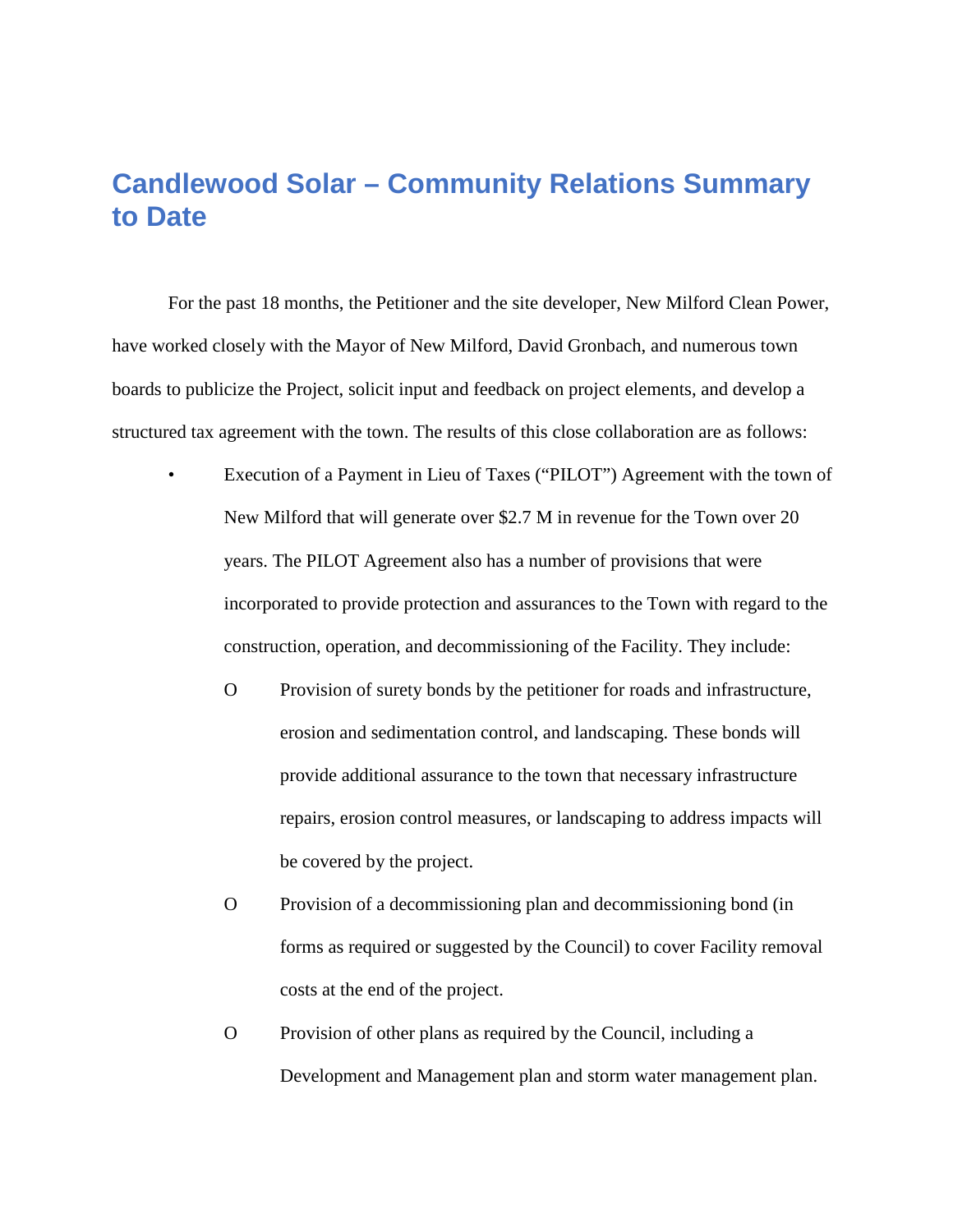# Candlewood Solar – Community Relations Summary to Date

For the past 18 months, the Petitioner and the site developer, New Milford Clean Power, have worked closely with the Mayor of New Milford, David Gronbach, and numerous town boards to publicize the Project, solicit input and feedback on project elements, and develop a structured tax agreement with the town. The results of this close collaboration are as follows:

- Execution of a Payment in Lieu of Taxes ("PILOT") Agreement with the town of New Milford that will generate over $2.7 M in revenue for the Town over 20 years. The PILOT Agreement also has a number of provisions that were incorporated to provide protection and assurances to the Town with regard to the construction, operation, and decommissioning of the Facility. They include:
  - Provision of surety bonds by the petitioner for roads and infrastructure, erosion and sedimentation control, and landscaping. These bonds will provide additional assurance to the town that necessary infrastructure repairs, erosion control measures, or landscaping to address impacts will be covered by the project.
  - Provision of a decommissioning plan and decommissioning bond (in forms as required or suggested by the Council) to cover Facility removal costs at the end of the project.
  - Provision of other plans as required by the Council, including a Development and Management plan and storm water management plan.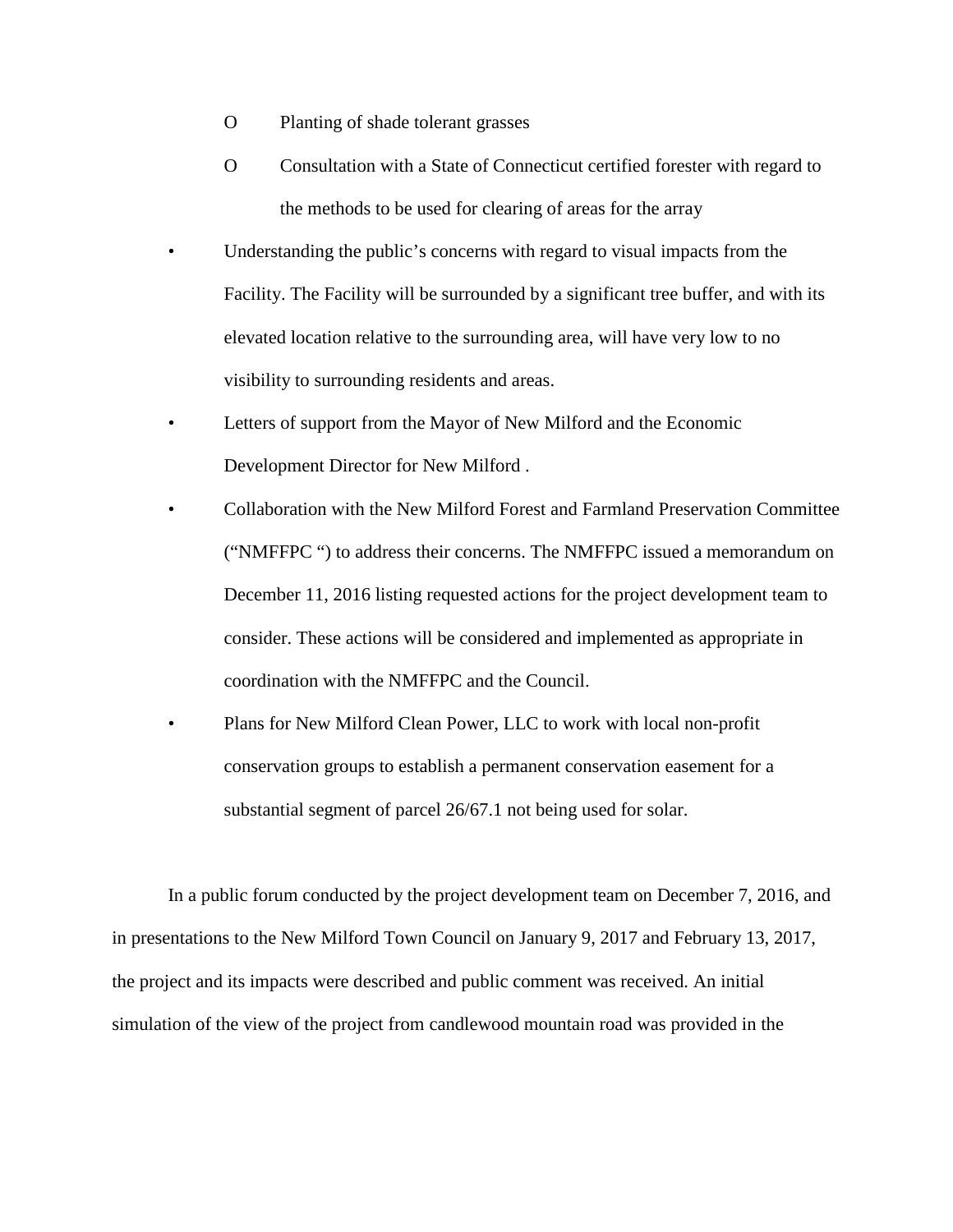- Planting of shade tolerant grasses
  - Consultation with a State of Connecticut certified forester with regard to the methods to be used for clearing of areas for the array
- Understanding the public's concerns with regard to visual impacts from the Facility. The Facility will be surrounded by a significant tree buffer, and with its elevated location relative to the surrounding area, will have very low to no visibility to surrounding residents and areas.
- Letters of support from the Mayor of New Milford and the Economic Development Director for New Milford .
- Collaboration with the New Milford Forest and Farmland Preservation Committee ("NMFFPC ") to address their concerns. The NMFFPC issued a memorandum on December 11, 2016 listing requested actions for the project development team to consider. These actions will be considered and implemented as appropriate in coordination with the NMFFPC and the Council.
- Plans for New Milford Clean Power, LLC to work with local non-profit conservation groups to establish a permanent conservation easement for a substantial segment of parcel 26/67.1 not being used for solar.

In a public forum conducted by the project development team on December 7, 2016, and in presentations to the New Milford Town Council on January 9, 2017 and February 13, 2017, the project and its impacts were described and public comment was received. An initial simulation of the view of the project from candlewood mountain road was provided in the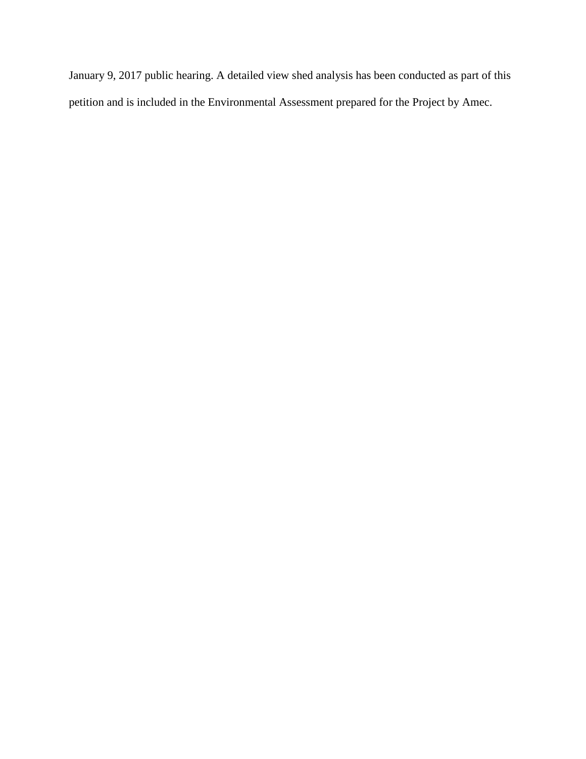January 9, 2017 public hearing. A detailed view shed analysis has been conducted as part of this petition and is included in the Environmental Assessment prepared for the Project by Amec.